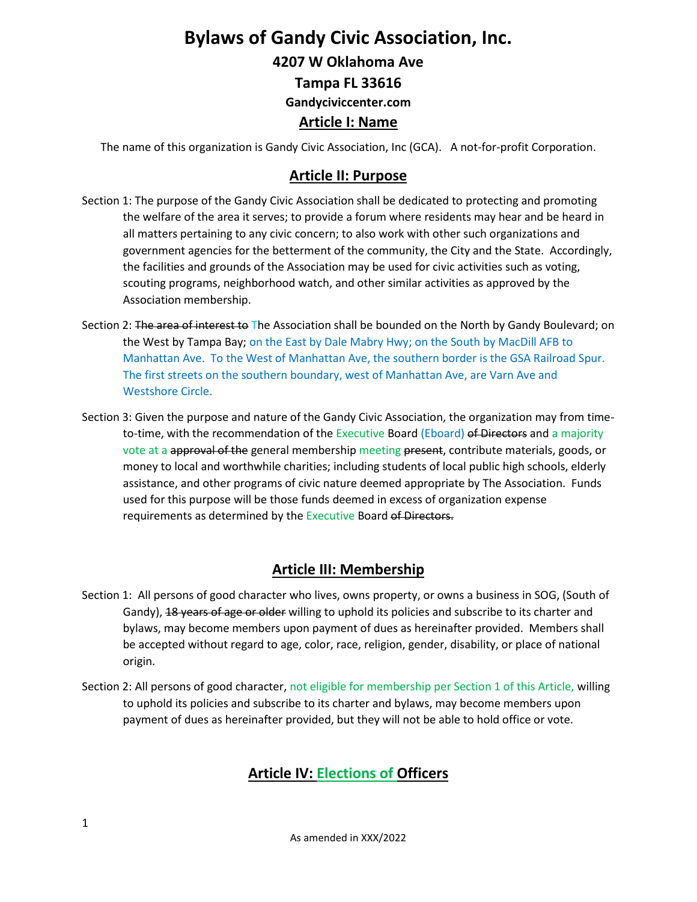# Bylaws of Gandy Civic Association, Inc.

## 4207 W Oklahoma Ave

## Tampa FL 33616

### Gandyciviccenter.com

## Article I: Name

The name of this organization is Gandy Civic Association, Inc (GCA). A not-for-profit Corporation.

## Article II: Purpose

Section 1: The purpose of the Gandy Civic Association shall be dedicated to protecting and promoting the welfare of the area it serves; to provide a forum where residents may hear and be heard in all matters pertaining to any civic concern; to also work with other such organizations and government agencies for the betterment of the community, the City and the State. Accordingly, the facilities and grounds of the Association may be used for civic activities such as voting, scouting programs, neighborhood watch, and other similar activities as approved by the Association membership.

Section 2: ~~The area of interest to~~ The Association shall be bounded on the North by Gandy Boulevard; on the West by Tampa Bay; on the East by Dale Mabry Hwy; on the South by MacDill AFB to Manhattan Ave. To the West of Manhattan Ave, the southern border is the GSA Railroad Spur. The first streets on the southern boundary, west of Manhattan Ave, are Varn Ave and Westshore Circle.

Section 3: Given the purpose and nature of the Gandy Civic Association, the organization may from time-to-time, with the recommendation of the Executive Board (Eboard) ~~of Directors~~ and a majority vote at a ~~approval of the~~ general membership meeting ~~present~~, contribute materials, goods, or money to local and worthwhile charities; including students of local public high schools, elderly assistance, and other programs of civic nature deemed appropriate by The Association. Funds used for this purpose will be those funds deemed in excess of organization expense requirements as determined by the Executive Board ~~of Directors.~~

## Article III: Membership

Section 1: All persons of good character who lives, owns property, or owns a business in SOG, (South of Gandy), ~~18 years of age or older~~ willing to uphold its policies and subscribe to its charter and bylaws, may become members upon payment of dues as hereinafter provided. Members shall be accepted without regard to age, color, race, religion, gender, disability, or place of national origin.

Section 2: All persons of good character, not eligible for membership per Section 1 of this Article, willing to uphold its policies and subscribe to its charter and bylaws, may become members upon payment of dues as hereinafter provided, but they will not be able to hold office or vote.

## Article IV: Elections of Officers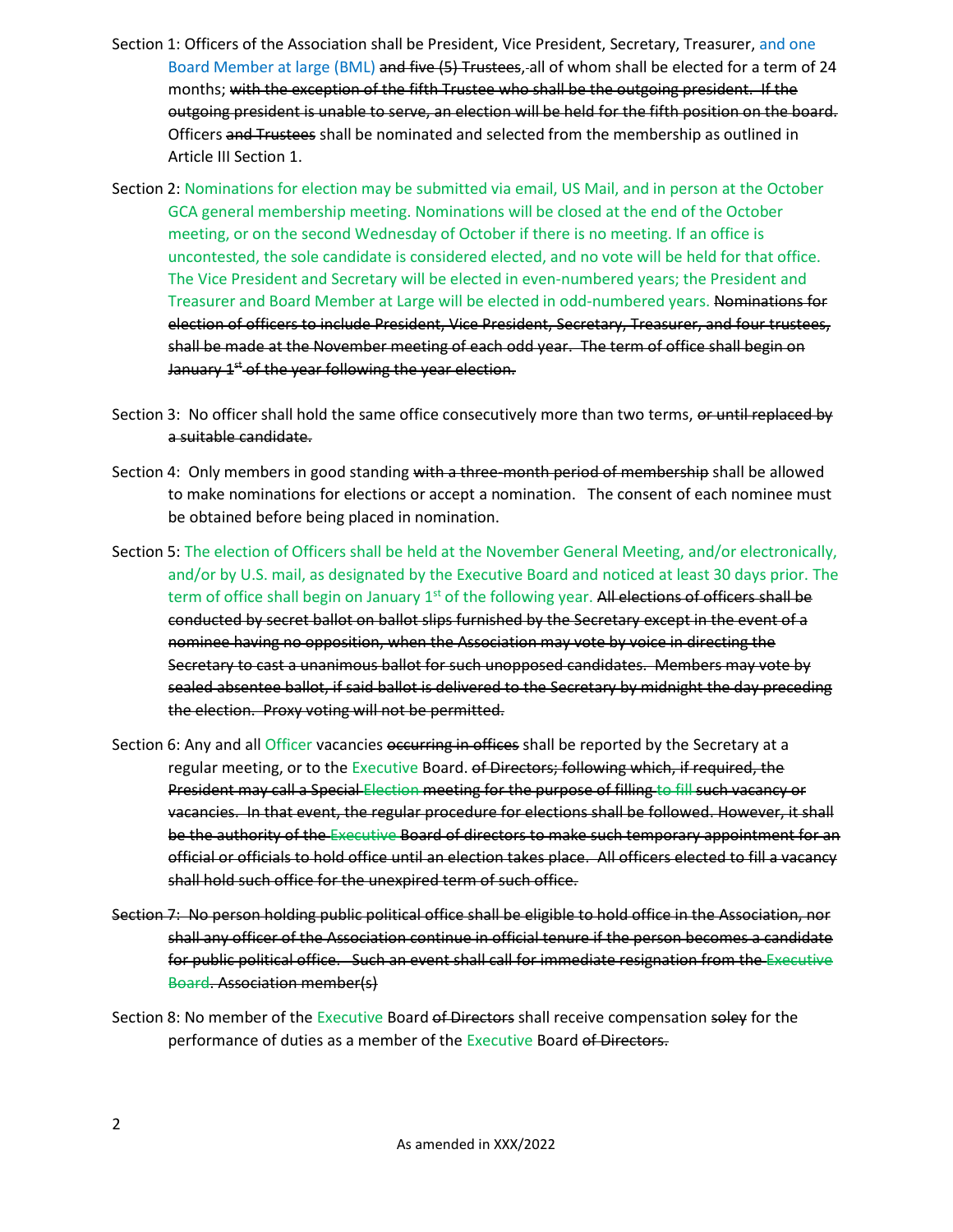Section 1: Officers of the Association shall be President, Vice President, Secretary, Treasurer, and one Board Member at large (BML) ~~and five (5) Trustees,~~ all of whom shall be elected for a term of 24 months; ~~with the exception of the fifth Trustee who shall be the outgoing president. If the outgoing president is unable to serve, an election will be held for the fifth position on the board.~~ Officers ~~and Trustees~~ shall be nominated and selected from the membership as outlined in Article III Section 1.

Section 2: Nominations for election may be submitted via email, US Mail, and in person at the October GCA general membership meeting. Nominations will be closed at the end of the October meeting, or on the second Wednesday of October if there is no meeting. If an office is uncontested, the sole candidate is considered elected, and no vote will be held for that office. The Vice President and Secretary will be elected in even-numbered years; the President and Treasurer and Board Member at Large will be elected in odd-numbered years. ~~Nominations for election of officers to include President, Vice President, Secretary, Treasurer, and four trustees, shall be made at the November meeting of each odd year. The term of office shall begin on January 1st of the year following the year election.~~

Section 3: No officer shall hold the same office consecutively more than two terms, ~~or until replaced by a suitable candidate.~~

Section 4: Only members in good standing ~~with a three-month period of membership~~ shall be allowed to make nominations for elections or accept a nomination. The consent of each nominee must be obtained before being placed in nomination.

Section 5: The election of Officers shall be held at the November General Meeting, and/or electronically, and/or by U.S. mail, as designated by the Executive Board and noticed at least 30 days prior. The term of office shall begin on January 1st of the following year. ~~All elections of officers shall be conducted by secret ballot on ballot slips furnished by the Secretary except in the event of a nominee having no opposition, when the Association may vote by voice in directing the Secretary to cast a unanimous ballot for such unopposed candidates. Members may vote by sealed absentee ballot, if said ballot is delivered to the Secretary by midnight the day preceding the election. Proxy voting will not be permitted.~~

Section 6: Any and all Officer vacancies ~~occurring in offices~~ shall be reported by the Secretary at a regular meeting, or to the Executive Board. ~~of Directors; following which, if required, the President may call a Special Election meeting for the purpose of filling to fill such vacancy or vacancies. In that event, the regular procedure for elections shall be followed. However, it shall be the authority of the Executive Board of directors to make such temporary appointment for an official or officials to hold office until an election takes place. All officers elected to fill a vacancy shall hold such office for the unexpired term of such office.~~

~~Section 7: No person holding public political office shall be eligible to hold office in the Association, nor shall any officer of the Association continue in official tenure if the person becomes a candidate for public political office. Such an event shall call for immediate resignation from the Executive Board. Association member(s)~~

Section 8: No member of the Executive Board ~~of Directors~~ shall receive compensation ~~soley~~ for the performance of duties as a member of the Executive Board ~~of Directors.~~

As amended in XXX/2022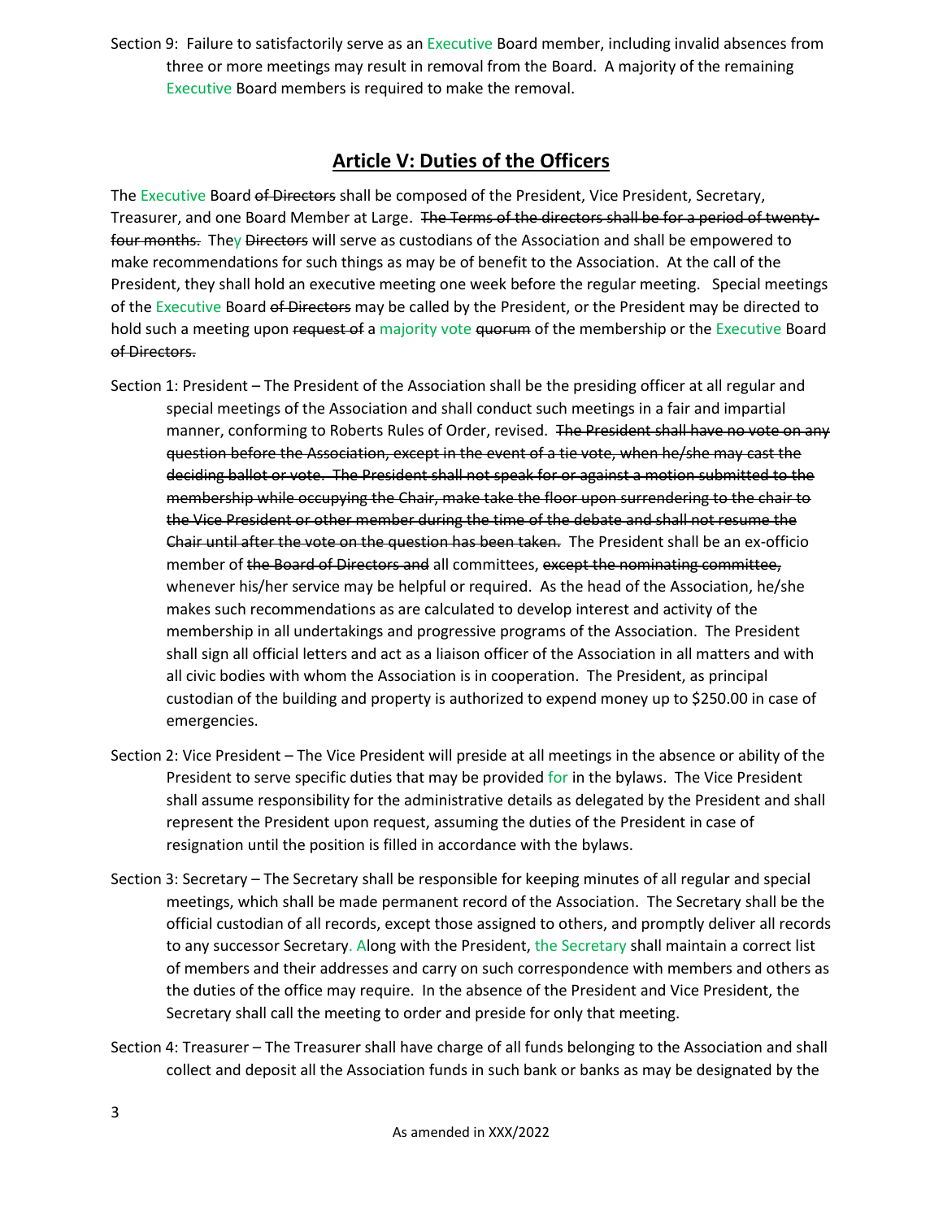Section 9: Failure to satisfactorily serve as an Executive Board member, including invalid absences from three or more meetings may result in removal from the Board. A majority of the remaining Executive Board members is required to make the removal.

## Article V: Duties of the Officers

The Executive Board ~~of Directors~~ shall be composed of the President, Vice President, Secretary, Treasurer, and one Board Member at Large. ~~The Terms of the directors shall be for a period of twenty-four months.~~ They ~~Directors~~ will serve as custodians of the Association and shall be empowered to make recommendations for such things as may be of benefit to the Association. At the call of the President, they shall hold an executive meeting one week before the regular meeting. Special meetings of the Executive Board ~~of Directors~~ may be called by the President, or the President may be directed to hold such a meeting upon ~~request of~~ a majority vote ~~quorum~~ of the membership or the Executive Board ~~of Directors.~~

Section 1: President – The President of the Association shall be the presiding officer at all regular and special meetings of the Association and shall conduct such meetings in a fair and impartial manner, conforming to Roberts Rules of Order, revised. ~~The President shall have no vote on any question before the Association, except in the event of a tie vote, when he/she may cast the deciding ballot or vote. The President shall not speak for or against a motion submitted to the membership while occupying the Chair, make take the floor upon surrendering to the chair to the Vice President or other member during the time of the debate and shall not resume the Chair until after the vote on the question has been taken.~~ The President shall be an ex-officio member of ~~the Board of Directors and~~ all committees, ~~except the nominating committee,~~ whenever his/her service may be helpful or required. As the head of the Association, he/she makes such recommendations as are calculated to develop interest and activity of the membership in all undertakings and progressive programs of the Association. The President shall sign all official letters and act as a liaison officer of the Association in all matters and with all civic bodies with whom the Association is in cooperation. The President, as principal custodian of the building and property is authorized to expend money up to $250.00 in case of emergencies.

Section 2: Vice President – The Vice President will preside at all meetings in the absence or ability of the President to serve specific duties that may be provided for in the bylaws. The Vice President shall assume responsibility for the administrative details as delegated by the President and shall represent the President upon request, assuming the duties of the President in case of resignation until the position is filled in accordance with the bylaws.

Section 3: Secretary – The Secretary shall be responsible for keeping minutes of all regular and special meetings, which shall be made permanent record of the Association. The Secretary shall be the official custodian of all records, except those assigned to others, and promptly deliver all records to any successor Secretary. Along with the President, the Secretary shall maintain a correct list of members and their addresses and carry on such correspondence with members and others as the duties of the office may require. In the absence of the President and Vice President, the Secretary shall call the meeting to order and preside for only that meeting.

Section 4: Treasurer – The Treasurer shall have charge of all funds belonging to the Association and shall collect and deposit all the Association funds in such bank or banks as may be designated by the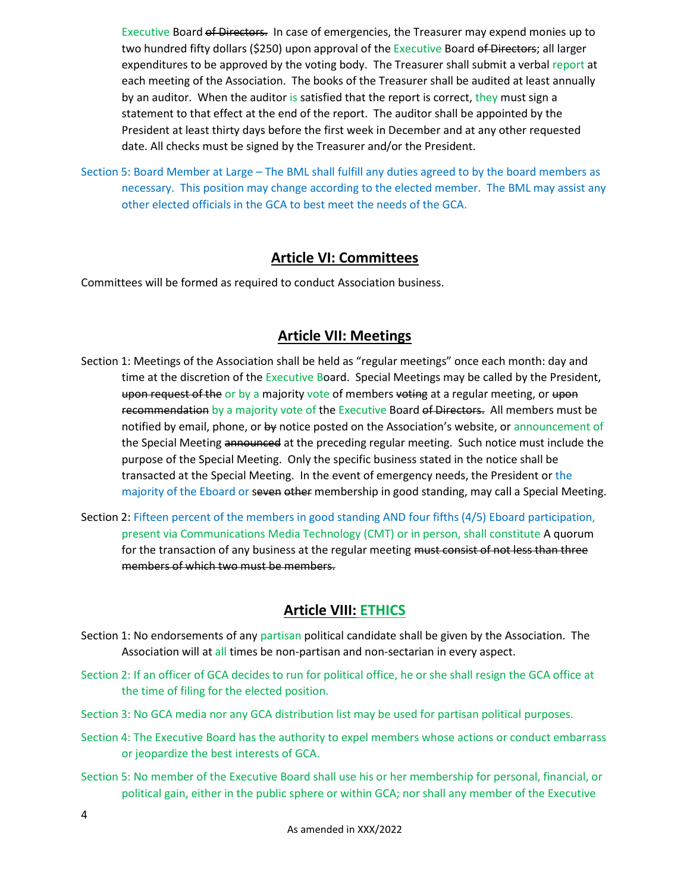Executive Board ~~of Directors.~~ In case of emergencies, the Treasurer may expend monies up to two hundred fifty dollars ($250) upon approval of the Executive Board ~~of Directors~~; all larger expenditures to be approved by the voting body. The Treasurer shall submit a verbal report at each meeting of the Association. The books of the Treasurer shall be audited at least annually by an auditor. When the auditor is satisfied that the report is correct, they must sign a statement to that effect at the end of the report. The auditor shall be appointed by the President at least thirty days before the first week in December and at any other requested date. All checks must be signed by the Treasurer and/or the President.

Section 5: Board Member at Large – The BML shall fulfill any duties agreed to by the board members as necessary. This position may change according to the elected member. The BML may assist any other elected officials in the GCA to best meet the needs of the GCA.

## Article VI: Committees

Committees will be formed as required to conduct Association business.

## Article VII: Meetings

Section 1: Meetings of the Association shall be held as "regular meetings" once each month: day and time at the discretion of the Executive Board. Special Meetings may be called by the President, ~~upon request of the~~ or by a majority vote of members ~~voting~~ at a regular meeting, or ~~upon recommendation~~ by a majority vote of the Executive Board ~~of Directors.~~ All members must be notified by email, phone, or ~~by~~ notice posted on the Association's website, or announcement of the Special Meeting ~~announced~~ at the preceding regular meeting. Such notice must include the purpose of the Special Meeting. Only the specific business stated in the notice shall be transacted at the Special Meeting. In the event of emergency needs, the President or the majority of the Eboard or s~~even~~ ~~other~~ membership in good standing, may call a Special Meeting.

Section 2: Fifteen percent of the members in good standing AND four fifths (4/5) Eboard participation, present via Communications Media Technology (CMT) or in person, shall constitute A quorum for the transaction of any business at the regular meeting ~~must consist of not less than three members of which two must be members.~~

## Article VIII: ETHICS

Section 1: No endorsements of any partisan political candidate shall be given by the Association. The Association will at all times be non-partisan and non-sectarian in every aspect.

Section 2: If an officer of GCA decides to run for political office, he or she shall resign the GCA office at the time of filing for the elected position.

Section 3: No GCA media nor any GCA distribution list may be used for partisan political purposes.

Section 4: The Executive Board has the authority to expel members whose actions or conduct embarrass or jeopardize the best interests of GCA.

Section 5: No member of the Executive Board shall use his or her membership for personal, financial, or political gain, either in the public sphere or within GCA; nor shall any member of the Executive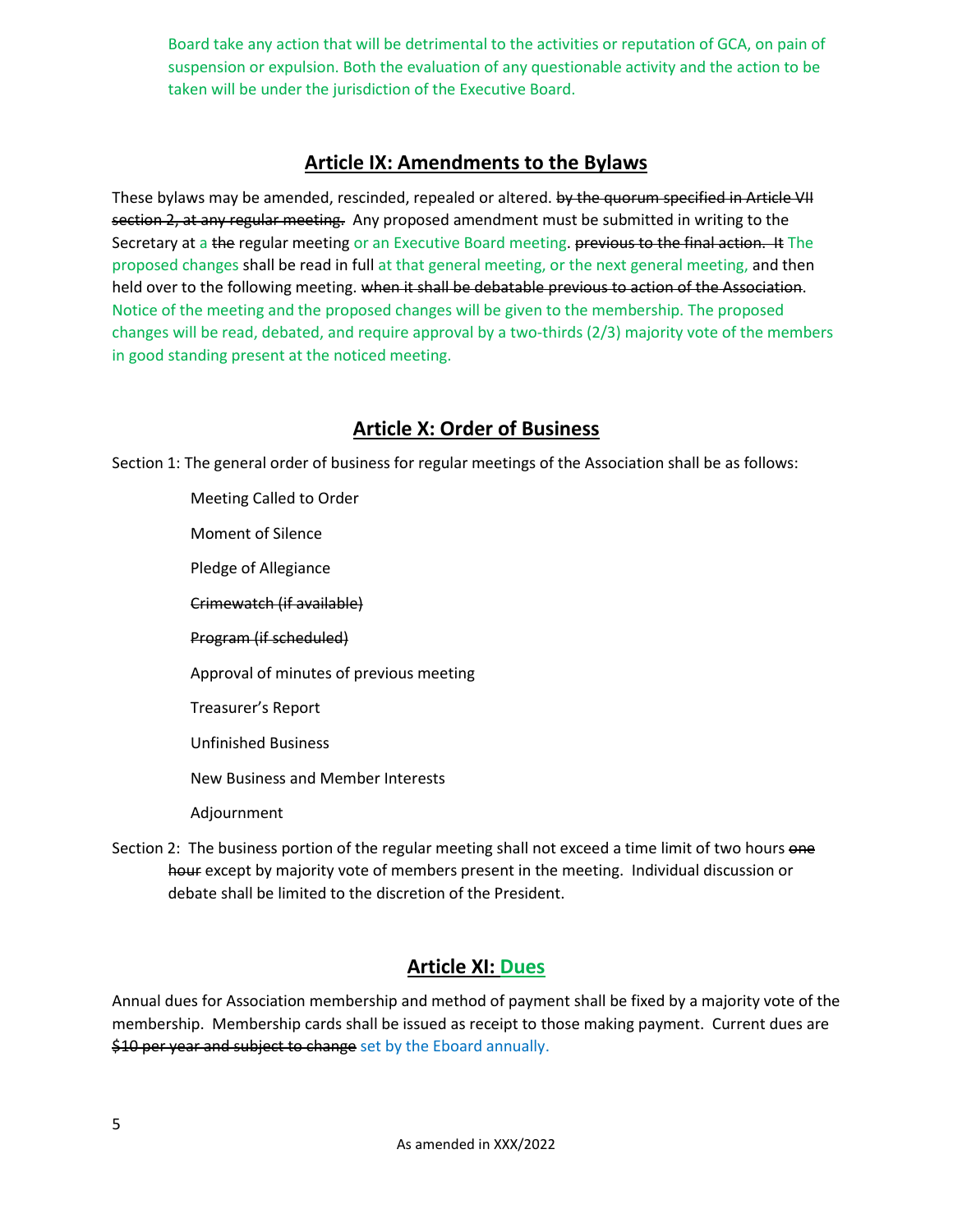Board take any action that will be detrimental to the activities or reputation of GCA, on pain of suspension or expulsion. Both the evaluation of any questionable activity and the action to be taken will be under the jurisdiction of the Executive Board.

## Article IX: Amendments to the Bylaws

These bylaws may be amended, rescinded, repealed or altered. ~~by the quorum specified in Article VII section 2, at any regular meeting.~~ Any proposed amendment must be submitted in writing to the Secretary at a ~~the~~ regular meeting or an Executive Board meeting. ~~previous to the final action. It~~ The proposed changes shall be read in full at that general meeting, or the next general meeting, and then held over to the following meeting. ~~when it shall be debatable previous to action of the Association~~. Notice of the meeting and the proposed changes will be given to the membership. The proposed changes will be read, debated, and require approval by a two-thirds (2/3) majority vote of the members in good standing present at the noticed meeting.

## Article X: Order of Business

Section 1: The general order of business for regular meetings of the Association shall be as follows:

- Meeting Called to Order
- Moment of Silence
- Pledge of Allegiance
- ~~Crimewatch (if available)~~
- ~~Program (if scheduled)~~
- Approval of minutes of previous meeting
- Treasurer's Report
- Unfinished Business
- New Business and Member Interests
- Adjournment

Section 2: The business portion of the regular meeting shall not exceed a time limit of two hours ~~one hour~~ except by majority vote of members present in the meeting. Individual discussion or debate shall be limited to the discretion of the President.

## Article XI: Dues

Annual dues for Association membership and method of payment shall be fixed by a majority vote of the membership. Membership cards shall be issued as receipt to those making payment. Current dues are ~~$10 per year and subject to change~~ set by the Eboard annually.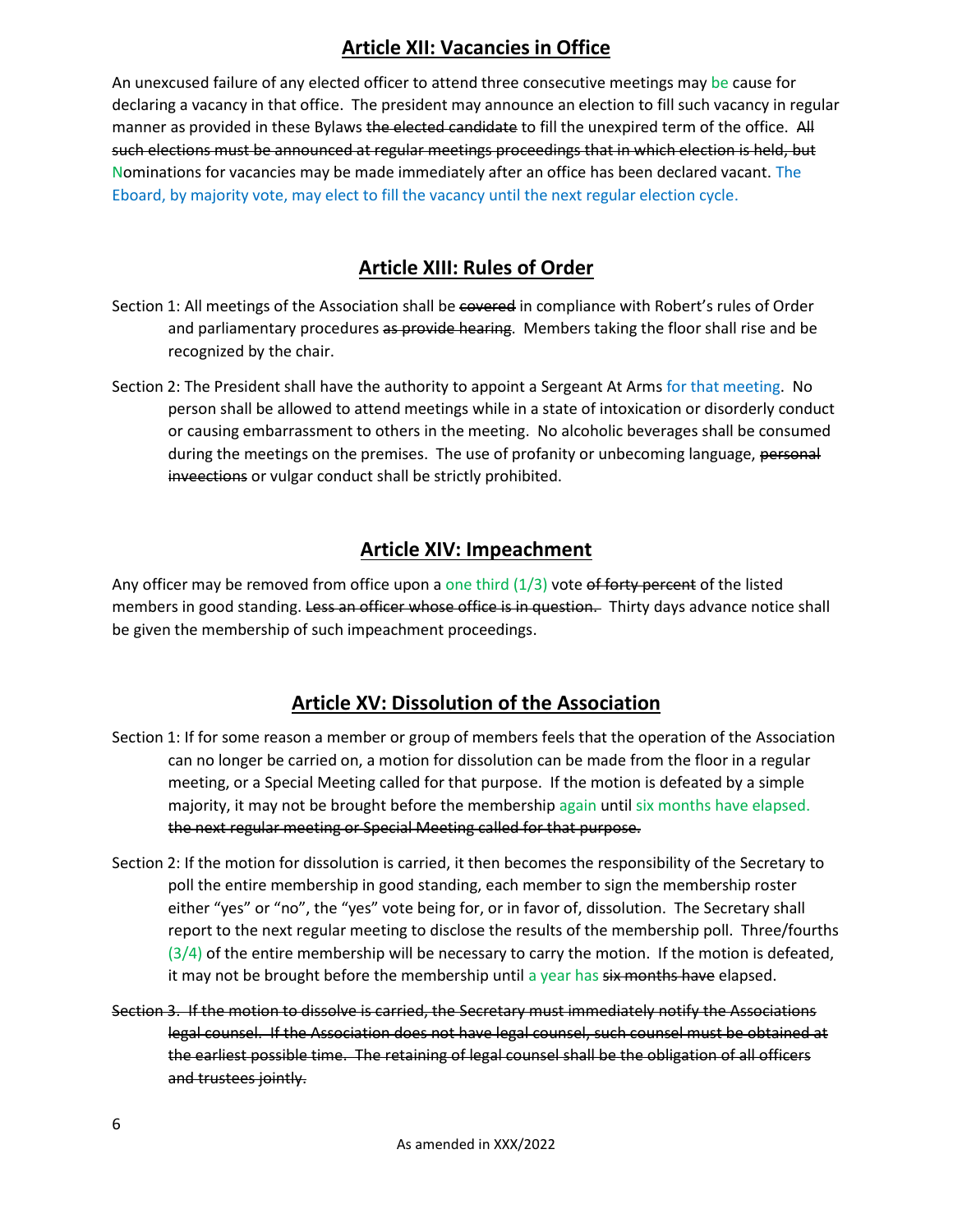## Article XII: Vacancies in Office

An unexcused failure of any elected officer to attend three consecutive meetings may be cause for declaring a vacancy in that office. The president may announce an election to fill such vacancy in regular manner as provided in these Bylaws ~~the elected candidate~~ to fill the unexpired term of the office. ~~All such elections must be announced at regular meetings proceedings that in which election is held, but~~ Nominations for vacancies may be made immediately after an office has been declared vacant. The Eboard, by majority vote, may elect to fill the vacancy until the next regular election cycle.

## Article XIII: Rules of Order

Section 1: All meetings of the Association shall be ~~covered~~ in compliance with Robert's rules of Order and parliamentary procedures ~~as provide hearing~~. Members taking the floor shall rise and be recognized by the chair.

Section 2: The President shall have the authority to appoint a Sergeant At Arms for that meeting. No person shall be allowed to attend meetings while in a state of intoxication or disorderly conduct or causing embarrassment to others in the meeting. No alcoholic beverages shall be consumed during the meetings on the premises. The use of profanity or unbecoming language, ~~personal inveections~~ or vulgar conduct shall be strictly prohibited.

## Article XIV: Impeachment

Any officer may be removed from office upon a one third (1/3) vote ~~of forty percent~~ of the listed members in good standing. ~~Less an officer whose office is in question.~~ Thirty days advance notice shall be given the membership of such impeachment proceedings.

## Article XV: Dissolution of the Association

Section 1: If for some reason a member or group of members feels that the operation of the Association can no longer be carried on, a motion for dissolution can be made from the floor in a regular meeting, or a Special Meeting called for that purpose. If the motion is defeated by a simple majority, it may not be brought before the membership again until six months have elapsed. ~~the next regular meeting or Special Meeting called for that purpose.~~

Section 2: If the motion for dissolution is carried, it then becomes the responsibility of the Secretary to poll the entire membership in good standing, each member to sign the membership roster either "yes" or "no", the "yes" vote being for, or in favor of, dissolution. The Secretary shall report to the next regular meeting to disclose the results of the membership poll. Three/fourths (3/4) of the entire membership will be necessary to carry the motion. If the motion is defeated, it may not be brought before the membership until a year has ~~six months have~~ elapsed.

~~Section 3. If the motion to dissolve is carried, the Secretary must immediately notify the Associations legal counsel. If the Association does not have legal counsel, such counsel must be obtained at the earliest possible time. The retaining of legal counsel shall be the obligation of all officers and trustees jointly.~~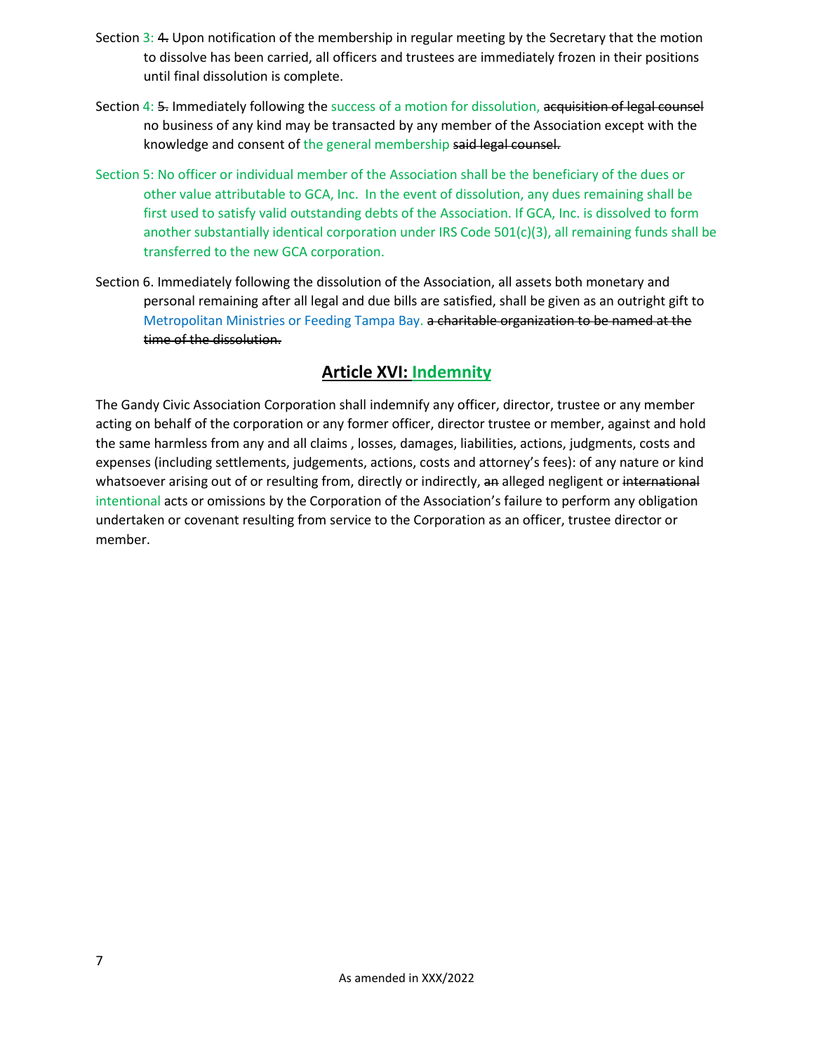Section 3: ~~4.~~ Upon notification of the membership in regular meeting by the Secretary that the motion to dissolve has been carried, all officers and trustees are immediately frozen in their positions until final dissolution is complete.

Section 4: ~~5.~~ Immediately following the success of a motion for dissolution, ~~acquisition of legal counsel~~ no business of any kind may be transacted by any member of the Association except with the knowledge and consent of the general membership ~~said legal counsel.~~

Section 5: No officer or individual member of the Association shall be the beneficiary of the dues or other value attributable to GCA, Inc. In the event of dissolution, any dues remaining shall be first used to satisfy valid outstanding debts of the Association. If GCA, Inc. is dissolved to form another substantially identical corporation under IRS Code 501(c)(3), all remaining funds shall be transferred to the new GCA corporation.

Section 6. Immediately following the dissolution of the Association, all assets both monetary and personal remaining after all legal and due bills are satisfied, shall be given as an outright gift to Metropolitan Ministries or Feeding Tampa Bay. ~~a charitable organization to be named at the time of the dissolution.~~

## Article XVI: Indemnity

The Gandy Civic Association Corporation shall indemnify any officer, director, trustee or any member acting on behalf of the corporation or any former officer, director trustee or member, against and hold the same harmless from any and all claims , losses, damages, liabilities, actions, judgments, costs and expenses (including settlements, judgements, actions, costs and attorney's fees): of any nature or kind whatsoever arising out of or resulting from, directly or indirectly, ~~an~~ alleged negligent or ~~international~~ intentional acts or omissions by the Corporation of the Association's failure to perform any obligation undertaken or covenant resulting from service to the Corporation as an officer, trustee director or member.

As amended in XXX/2022